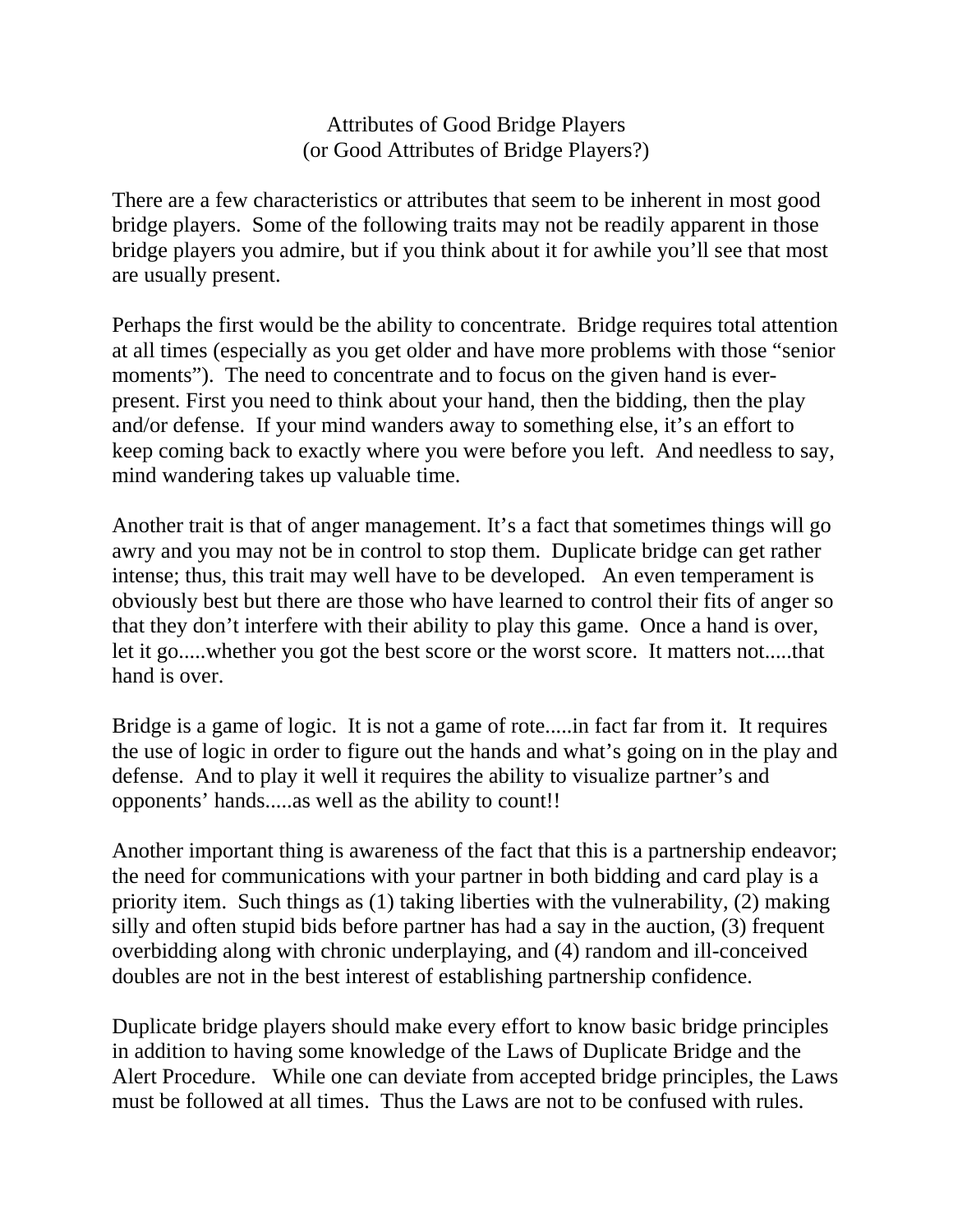# Attributes of Good Bridge Players
## (or Good Attributes of Bridge Players?)

There are a few characteristics or attributes that seem to be inherent in most good bridge players. Some of the following traits may not be readily apparent in those bridge players you admire, but if you think about it for awhile you'll see that most are usually present.

Perhaps the first would be the ability to concentrate. Bridge requires total attention at all times (especially as you get older and have more problems with those "senior moments"). The need to concentrate and to focus on the given hand is ever-present. First you need to think about your hand, then the bidding, then the play and/or defense. If your mind wanders away to something else, it's an effort to keep coming back to exactly where you were before you left. And needless to say, mind wandering takes up valuable time.

Another trait is that of anger management. It's a fact that sometimes things will go awry and you may not be in control to stop them. Duplicate bridge can get rather intense; thus, this trait may well have to be developed. An even temperament is obviously best but there are those who have learned to control their fits of anger so that they don't interfere with their ability to play this game. Once a hand is over, let it go.....whether you got the best score or the worst score. It matters not.....that hand is over.

Bridge is a game of logic. It is not a game of rote.....in fact far from it. It requires the use of logic in order to figure out the hands and what's going on in the play and defense. And to play it well it requires the ability to visualize partner's and opponents' hands.....as well as the ability to count!!

Another important thing is awareness of the fact that this is a partnership endeavor; the need for communications with your partner in both bidding and card play is a priority item. Such things as (1) taking liberties with the vulnerability, (2) making silly and often stupid bids before partner has had a say in the auction, (3) frequent overbidding along with chronic underplaying, and (4) random and ill-conceived doubles are not in the best interest of establishing partnership confidence.

Duplicate bridge players should make every effort to know basic bridge principles in addition to having some knowledge of the Laws of Duplicate Bridge and the Alert Procedure. While one can deviate from accepted bridge principles, the Laws must be followed at all times. Thus the Laws are not to be confused with rules.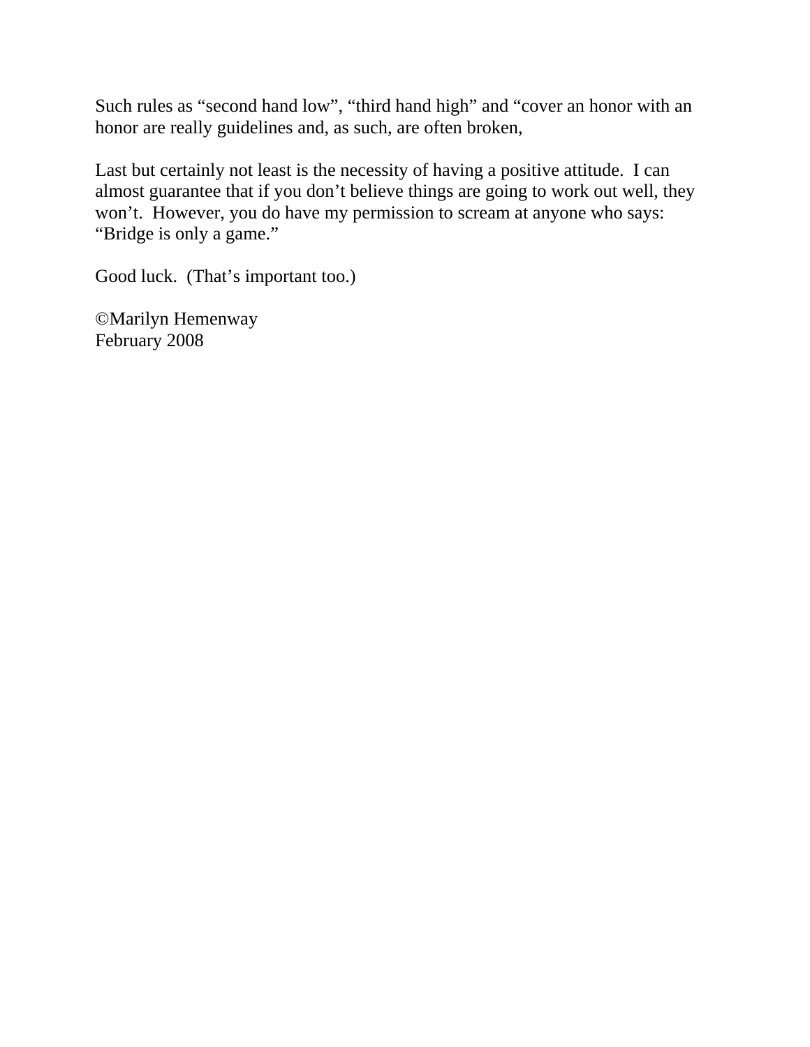Such rules as “second hand low”, “third hand high” and “cover an honor with an honor are really guidelines and, as such, are often broken,

Last but certainly not least is the necessity of having a positive attitude. I can almost guarantee that if you don’t believe things are going to work out well, they won’t. However, you do have my permission to scream at anyone who says: “Bridge is only a game.”

Good luck. (That’s important too.)

©Marilyn Hemenway
February 2008